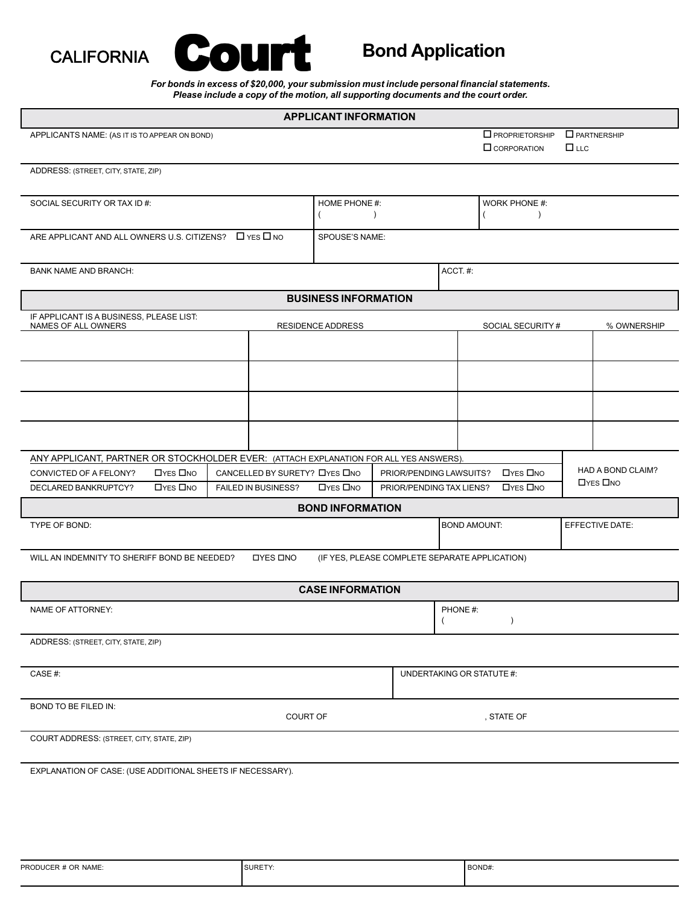# CALIFORNIA **Court** Bond Application

***For bonds in excess of $20,000, your submission must include personal financial statements.***
***Please include a copy of the motion, all supporting documents and the court order.***

## APPLICANT INFORMATION

APPLICANTS NAME: (AS IT IS TO APPEAR ON BOND)

☐ PROPRIETORSHIP ☐ PARTNERSHIP
☐ CORPORATION ☐ LLC

ADDRESS: (STREET, CITY, STATE, ZIP)

| SOCIAL SECURITY OR TAX ID #: | HOME PHONE #: ( ) | WORK PHONE #: ( ) |
|---|---|---|

| ARE APPLICANT AND ALL OWNERS U.S. CITIZENS? ☐ YES ☐ NO | SPOUSE'S NAME: |
|---|---|

| BANK NAME AND BRANCH: | ACCT. #: |
|---|---|

## BUSINESS INFORMATION

IF APPLICANT IS A BUSINESS, PLEASE LIST:

| NAMES OF ALL OWNERS | RESIDENCE ADDRESS | SOCIAL SECURITY # | % OWNERSHIP |
|---|---|---|---|
| | | | |
| | | | |
| | | | |
| | | | |

ANY APPLICANT, PARTNER OR STOCKHOLDER EVER: (ATTACH EXPLANATION FOR ALL YES ANSWERS).

| | | | |
|---|---|---|---|
| CONVICTED OF A FELONY? ☐YES ☐NO | CANCELLED BY SURETY? ☐YES ☐NO | PRIOR/PENDING LAWSUITS? ☐YES ☐NO | HAD A BOND CLAIM? ☐YES ☐NO |
| DECLARED BANKRUPTCY? ☐YES ☐NO | FAILED IN BUSINESS? ☐YES ☐NO | PRIOR/PENDING TAX LIENS? ☐YES ☐NO | |

## BOND INFORMATION

| TYPE OF BOND: | BOND AMOUNT: | EFFECTIVE DATE: |
|---|---|---|

WILL AN INDEMNITY TO SHERIFF BOND BE NEEDED? ☐YES ☐NO (IF YES, PLEASE COMPLETE SEPARATE APPLICATION)

## CASE INFORMATION

| NAME OF ATTORNEY: | PHONE #: ( ) |
|---|---|

ADDRESS: (STREET, CITY, STATE, ZIP)

| CASE #: | UNDERTAKING OR STATUTE #: |
|---|---|

BOND TO BE FILED IN: COURT OF , STATE OF

COURT ADDRESS: (STREET, CITY, STATE, ZIP)

EXPLANATION OF CASE: (USE ADDITIONAL SHEETS IF NECESSARY).

| PRODUCER # OR NAME: | SURETY: | BOND#: |
|---|---|---|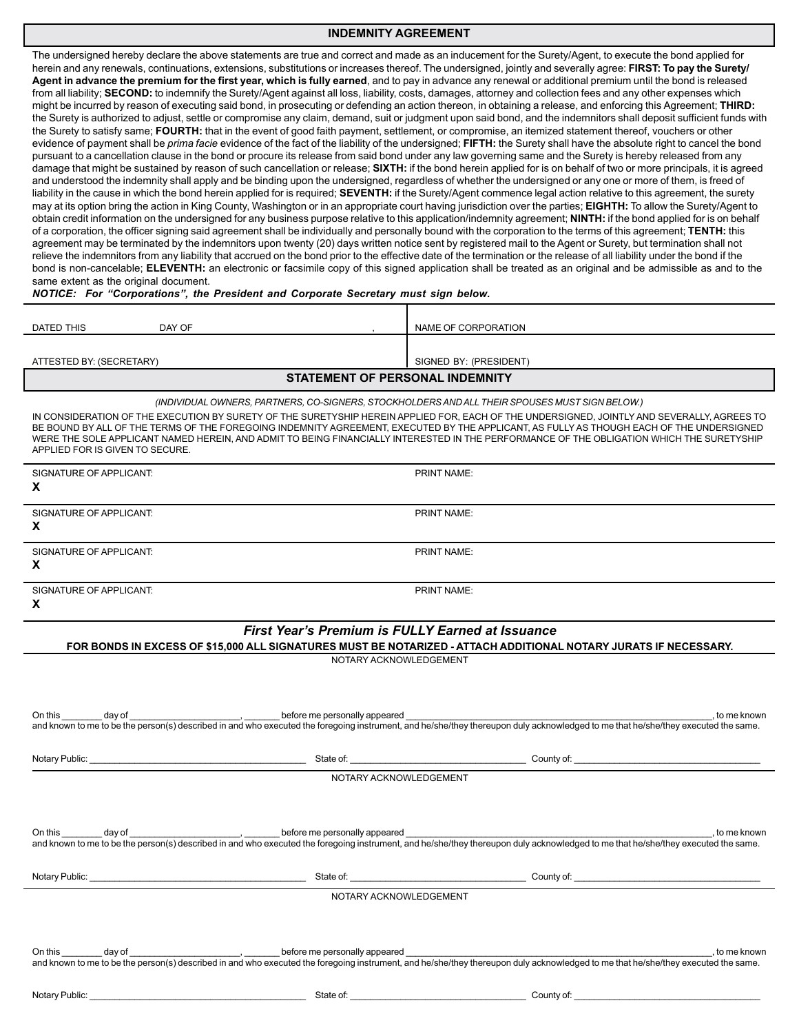## INDEMNITY AGREEMENT

The undersigned hereby declare the above statements are true and correct and made as an inducement for the Surety/Agent, to execute the bond applied for herein and any renewals, continuations, extensions, substitutions or increases thereof. The undersigned, jointly and severally agree: **FIRST: To pay the Surety/Agent in advance the premium for the first year, which is fully earned**, and to pay in advance any renewal or additional premium until the bond is released from all liability; **SECOND:** to indemnify the Surety/Agent against all loss, liability, costs, damages, attorney and collection fees and any other expenses which might be incurred by reason of executing said bond, in prosecuting or defending an action thereon, in obtaining a release, and enforcing this Agreement; **THIRD:** the Surety is authorized to adjust, settle or compromise any claim, demand, suit or judgment upon said bond, and the indemnitors shall deposit sufficient funds with the Surety to satisfy same; **FOURTH:** that in the event of good faith payment, settlement, or compromise, an itemized statement thereof, vouchers or other evidence of payment shall be *prima facie* evidence of the fact of the liability of the undersigned; **FIFTH:** the Surety shall have the absolute right to cancel the bond pursuant to a cancellation clause in the bond or procure its release from said bond under any law governing same and the Surety is hereby released from any damage that might be sustained by reason of such cancellation or release; **SIXTH:** if the bond herein applied for is on behalf of two or more principals, it is agreed and understood the indemnity shall apply and be binding upon the undersigned, regardless of whether the undersigned or any one or more of them, is freed of liability in the cause in which the bond herein applied for is required; **SEVENTH:** if the Surety/Agent commence legal action relative to this agreement, the surety may at its option bring the action in King County, Washington or in an appropriate court having jurisdiction over the parties; **EIGHTH:** To allow the Surety/Agent to obtain credit information on the undersigned for any business purpose relative to this application/indemnity agreement; **NINTH:** if the bond applied for is on behalf of a corporation, the officer signing said agreement shall be individually and personally bound with the corporation to the terms of this agreement; **TENTH:** this agreement may be terminated by the indemnitors upon twenty (20) days written notice sent by registered mail to the Agent or Surety, but termination shall not relieve the indemnitors from any liability that accrued on the bond prior to the effective date of the termination or the release of all liability under the bond if the bond is non-cancelable; **ELEVENTH:** an electronic or facsimile copy of this signed application shall be treated as an original and be admissible as and to the same extent as the original document.

***NOTICE: For "Corporations", the President and Corporate Secretary must sign below.***

| | |
|---|---|
| DATED THIS DAY OF , | NAME OF CORPORATION |
| ATTESTED BY: (SECRETARY) | SIGNED BY: (PRESIDENT) |

## STATEMENT OF PERSONAL INDEMNITY

*(INDIVIDUAL OWNERS, PARTNERS, CO-SIGNERS, STOCKHOLDERS AND ALL THEIR SPOUSES MUST SIGN BELOW.)*

IN CONSIDERATION OF THE EXECUTION BY SURETY OF THE SURETYSHIP HEREIN APPLIED FOR, EACH OF THE UNDERSIGNED, JOINTLY AND SEVERALLY, AGREES TO BE BOUND BY ALL OF THE TERMS OF THE FOREGOING INDEMNITY AGREEMENT, EXECUTED BY THE APPLICANT, AS FULLY AS THOUGH EACH OF THE UNDERSIGNED WERE THE SOLE APPLICANT NAMED HEREIN, AND ADMIT TO BEING FINANCIALLY INTERESTED IN THE PERFORMANCE OF THE OBLIGATION WHICH THE SURETYSHIP APPLIED FOR IS GIVEN TO SECURE.

| | |
|---|---|
| SIGNATURE OF APPLICANT: **X** | PRINT NAME: |
| SIGNATURE OF APPLICANT: **X** | PRINT NAME: |
| SIGNATURE OF APPLICANT: **X** | PRINT NAME: |
| SIGNATURE OF APPLICANT: **X** | PRINT NAME: |

### *First Year's Premium is FULLY Earned at Issuance*

**FOR BONDS IN EXCESS OF $15,000 ALL SIGNATURES MUST BE NOTARIZED - ATTACH ADDITIONAL NOTARY JURATS IF NECESSARY.**

NOTARY ACKNOWLEDGEMENT

On this ________ day of ______________________, _______ before me personally appeared ______________________________________________, to me known and known to me to be the person(s) described in and who executed the foregoing instrument, and he/she/they thereupon duly acknowledged to me that he/she/they executed the same.

Notary Public: ___________________________ State of: ______________________ County of: ______________________

NOTARY ACKNOWLEDGEMENT

On this ________ day of ______________________, _______ before me personally appeared ______________________________________________, to me known and known to me to be the person(s) described in and who executed the foregoing instrument, and he/she/they thereupon duly acknowledged to me that he/she/they executed the same.

Notary Public: ___________________________ State of: ______________________ County of: ______________________

NOTARY ACKNOWLEDGEMENT

On this ________ day of ______________________, _______ before me personally appeared ______________________________________________, to me known and known to me to be the person(s) described in and who executed the foregoing instrument, and he/she/they thereupon duly acknowledged to me that he/she/they executed the same.

Notary Public: ___________________________ State of: ______________________ County of: ______________________